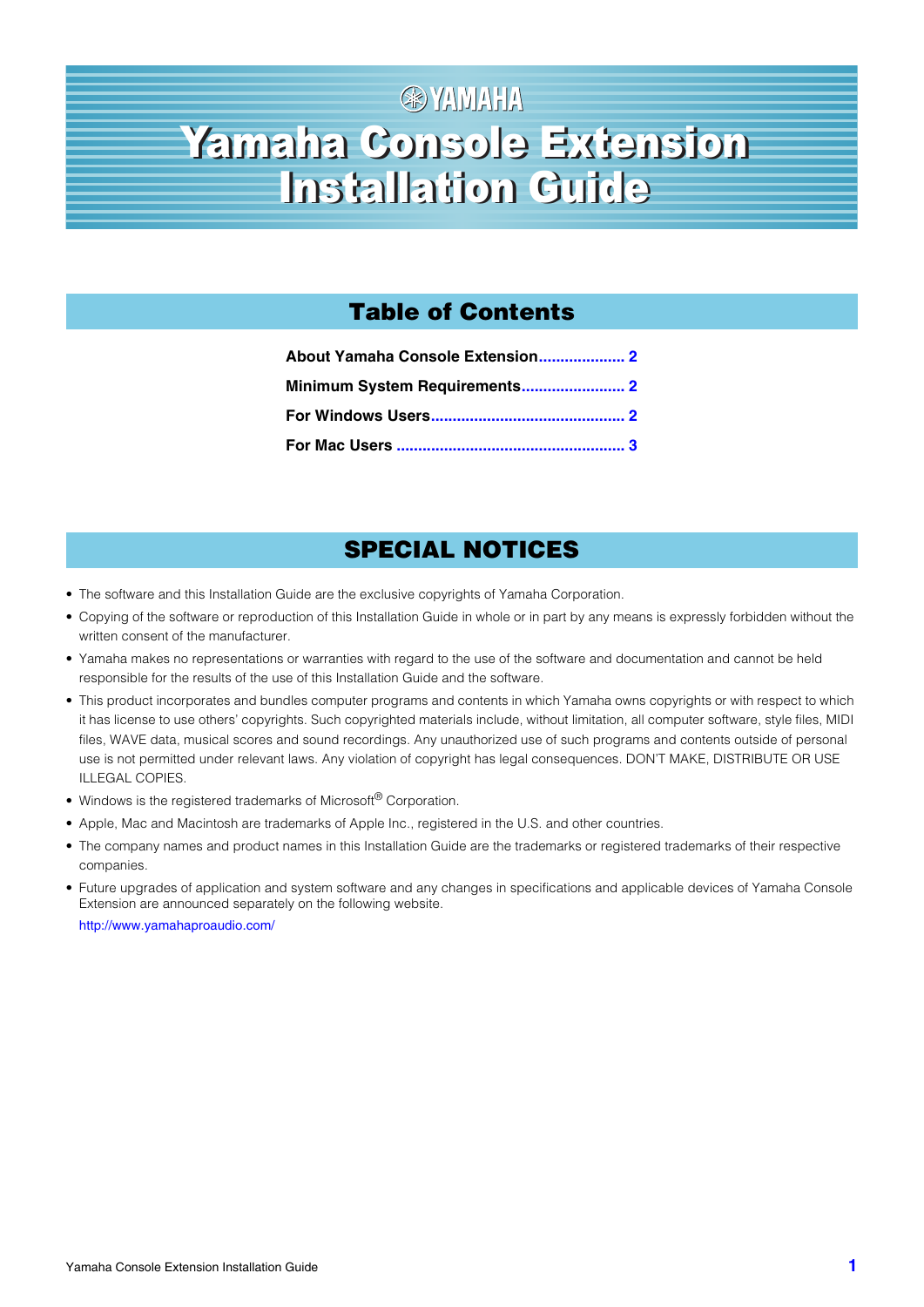YAMAHA

# Yamaha Console Extension Installation Guide

## Table of Contents

About Yamaha Console Extension .................... 2

Minimum System Requirements ........................ 2

For Windows Users ............................................ 2

For Mac Users .................................................... 3

## SPECIAL NOTICES

- The software and this Installation Guide are the exclusive copyrights of Yamaha Corporation.
- Copying of the software or reproduction of this Installation Guide in whole or in part by any means is expressly forbidden without the written consent of the manufacturer.
- Yamaha makes no representations or warranties with regard to the use of the software and documentation and cannot be held responsible for the results of the use of this Installation Guide and the software.
- This product incorporates and bundles computer programs and contents in which Yamaha owns copyrights or with respect to which it has license to use others' copyrights. Such copyrighted materials include, without limitation, all computer software, style files, MIDI files, WAVE data, musical scores and sound recordings. Any unauthorized use of such programs and contents outside of personal use is not permitted under relevant laws. Any violation of copyright has legal consequences. DON'T MAKE, DISTRIBUTE OR USE ILLEGAL COPIES.
- Windows is the registered trademarks of Microsoft® Corporation.
- Apple, Mac and Macintosh are trademarks of Apple Inc., registered in the U.S. and other countries.
- The company names and product names in this Installation Guide are the trademarks or registered trademarks of their respective companies.
- Future upgrades of application and system software and any changes in specifications and applicable devices of Yamaha Console Extension are announced separately on the following website.
  http://www.yamahaproaudio.com/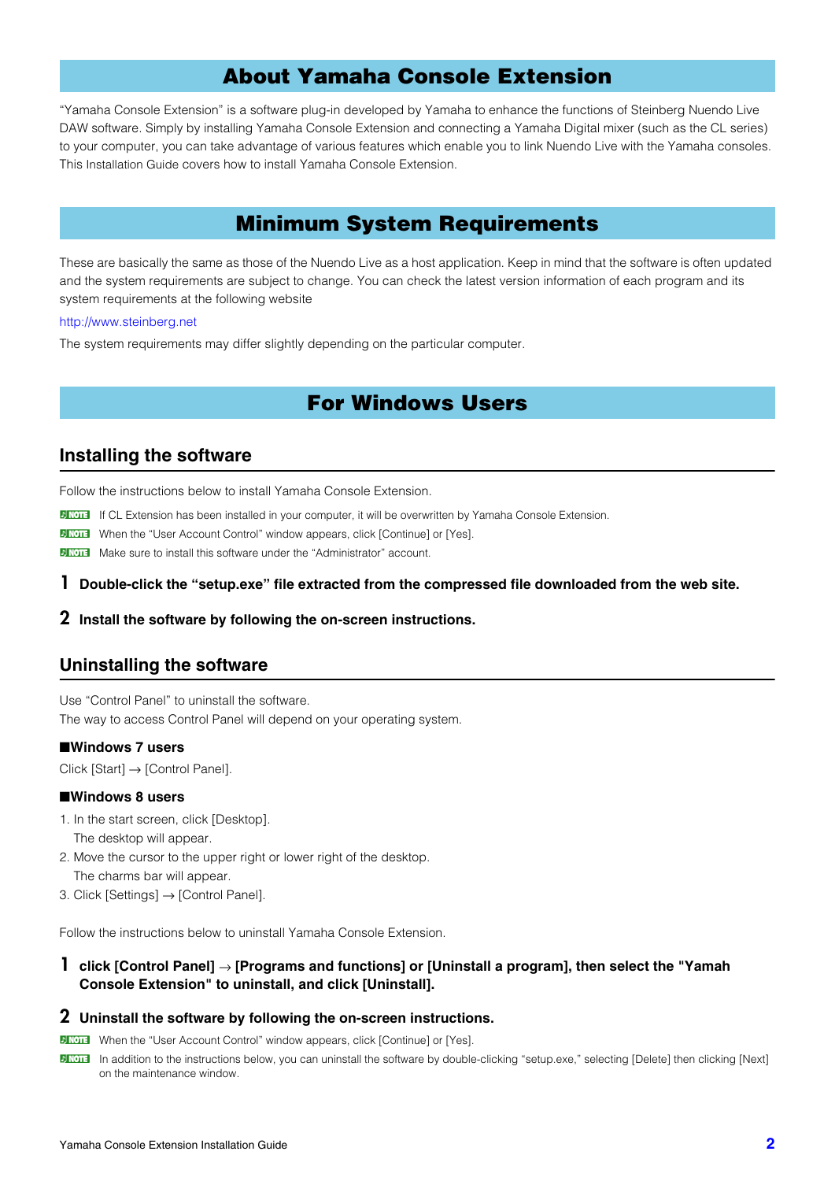# About Yamaha Console Extension

"Yamaha Console Extension" is a software plug-in developed by Yamaha to enhance the functions of Steinberg Nuendo Live DAW software. Simply by installing Yamaha Console Extension and connecting a Yamaha Digital mixer (such as the CL series) to your computer, you can take advantage of various features which enable you to link Nuendo Live with the Yamaha consoles. This Installation Guide covers how to install Yamaha Console Extension.

# Minimum System Requirements

These are basically the same as those of the Nuendo Live as a host application. Keep in mind that the software is often updated and the system requirements are subject to change. You can check the latest version information of each program and its system requirements at the following website

http://www.steinberg.net

The system requirements may differ slightly depending on the particular computer.

# For Windows Users

## Installing the software

Follow the instructions below to install Yamaha Console Extension.

NOTE If CL Extension has been installed in your computer, it will be overwritten by Yamaha Console Extension.

NOTE When the "User Account Control" window appears, click [Continue] or [Yes].

NOTE Make sure to install this software under the "Administrator" account.

**1 Double-click the "setup.exe" file extracted from the compressed file downloaded from the web site.**

**2 Install the software by following the on-screen instructions.**

## Uninstalling the software

Use "Control Panel" to uninstall the software.
The way to access Control Panel will depend on your operating system.

**■Windows 7 users**

Click [Start] → [Control Panel].

**■Windows 8 users**

1. In the start screen, click [Desktop].
   The desktop will appear.
2. Move the cursor to the upper right or lower right of the desktop.
   The charms bar will appear.
3. Click [Settings] → [Control Panel].

Follow the instructions below to uninstall Yamaha Console Extension.

**1 click [Control Panel] → [Programs and functions] or [Uninstall a program], then select the "Yamah Console Extension" to uninstall, and click [Uninstall].**

**2 Uninstall the software by following the on-screen instructions.**

NOTE When the "User Account Control" window appears, click [Continue] or [Yes].

NOTE In addition to the instructions below, you can uninstall the software by double-clicking "setup.exe," selecting [Delete] then clicking [Next] on the maintenance window.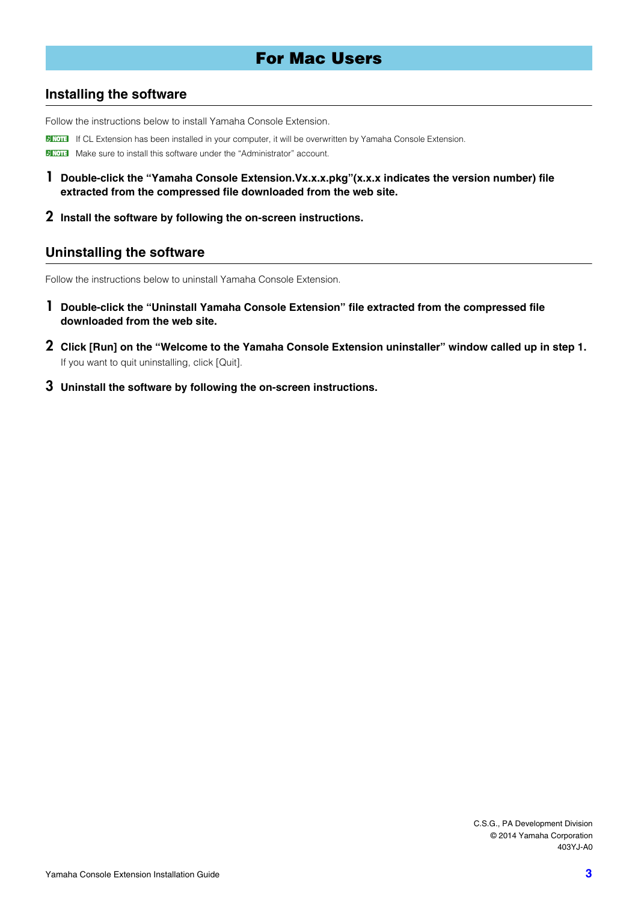# For Mac Users

## Installing the software

Follow the instructions below to install Yamaha Console Extension.

NOTE If CL Extension has been installed in your computer, it will be overwritten by Yamaha Console Extension.

NOTE Make sure to install this software under the "Administrator" account.

1. **Double-click the "Yamaha Console Extension.Vx.x.x.pkg"(x.x.x indicates the version number) file extracted from the compressed file downloaded from the web site.**

2. **Install the software by following the on-screen instructions.**

## Uninstalling the software

Follow the instructions below to uninstall Yamaha Console Extension.

1. **Double-click the "Uninstall Yamaha Console Extension" file extracted from the compressed file downloaded from the web site.**

2. **Click [Run] on the "Welcome to the Yamaha Console Extension uninstaller" window called up in step 1.**
   If you want to quit uninstalling, click [Quit].

3. **Uninstall the software by following the on-screen instructions.**

C.S.G., PA Development Division
© 2014 Yamaha Corporation
403YJ-A0